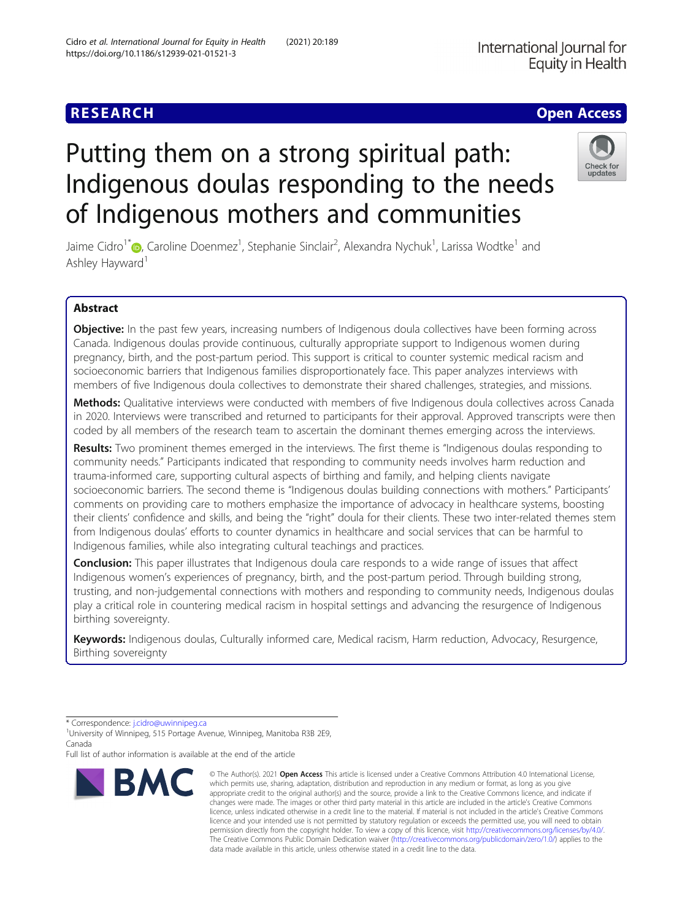RESEARCH

Open Access

# Putting them on a strong spiritual path: Indigenous doulas responding to the needs of Indigenous mothers and communities

Jaime Cidro[1*], Caroline Doenmez[1], Stephanie Sinclair[2], Alexandra Nychuk[1], Larissa Wodtke[1] and Ashley Hayward[1]

## Abstract

**Objective:** In the past few years, increasing numbers of Indigenous doula collectives have been forming across Canada. Indigenous doulas provide continuous, culturally appropriate support to Indigenous women during pregnancy, birth, and the post-partum period. This support is critical to counter systemic medical racism and socioeconomic barriers that Indigenous families disproportionately face. This paper analyzes interviews with members of five Indigenous doula collectives to demonstrate their shared challenges, strategies, and missions.

**Methods:** Qualitative interviews were conducted with members of five Indigenous doula collectives across Canada in 2020. Interviews were transcribed and returned to participants for their approval. Approved transcripts were then coded by all members of the research team to ascertain the dominant themes emerging across the interviews.

**Results:** Two prominent themes emerged in the interviews. The first theme is "Indigenous doulas responding to community needs." Participants indicated that responding to community needs involves harm reduction and trauma-informed care, supporting cultural aspects of birthing and family, and helping clients navigate socioeconomic barriers. The second theme is "Indigenous doulas building connections with mothers." Participants' comments on providing care to mothers emphasize the importance of advocacy in healthcare systems, boosting their clients' confidence and skills, and being the "right" doula for their clients. These two inter-related themes stem from Indigenous doulas' efforts to counter dynamics in healthcare and social services that can be harmful to Indigenous families, while also integrating cultural teachings and practices.

**Conclusion:** This paper illustrates that Indigenous doula care responds to a wide range of issues that affect Indigenous women's experiences of pregnancy, birth, and the post-partum period. Through building strong, trusting, and non-judgemental connections with mothers and responding to community needs, Indigenous doulas play a critical role in countering medical racism in hospital settings and advancing the resurgence of Indigenous birthing sovereignty.

**Keywords:** Indigenous doulas, Culturally informed care, Medical racism, Harm reduction, Advocacy, Resurgence, Birthing sovereignty

* Correspondence: j.cidro@uwinnipeg.ca
[1]University of Winnipeg, 515 Portage Avenue, Winnipeg, Manitoba R3B 2E9, Canada
Full list of author information is available at the end of the article

© The Author(s). 2021 **Open Access** This article is licensed under a Creative Commons Attribution 4.0 International License, which permits use, sharing, adaptation, distribution and reproduction in any medium or format, as long as you give appropriate credit to the original author(s) and the source, provide a link to the Creative Commons licence, and indicate if changes were made. The images or other third party material in this article are included in the article's Creative Commons licence, unless indicated otherwise in a credit line to the material. If material is not included in the article's Creative Commons licence and your intended use is not permitted by statutory regulation or exceeds the permitted use, you will need to obtain permission directly from the copyright holder. To view a copy of this licence, visit http://creativecommons.org/licenses/by/4.0/. The Creative Commons Public Domain Dedication waiver (http://creativecommons.org/publicdomain/zero/1.0/) applies to the data made available in this article, unless otherwise stated in a credit line to the data.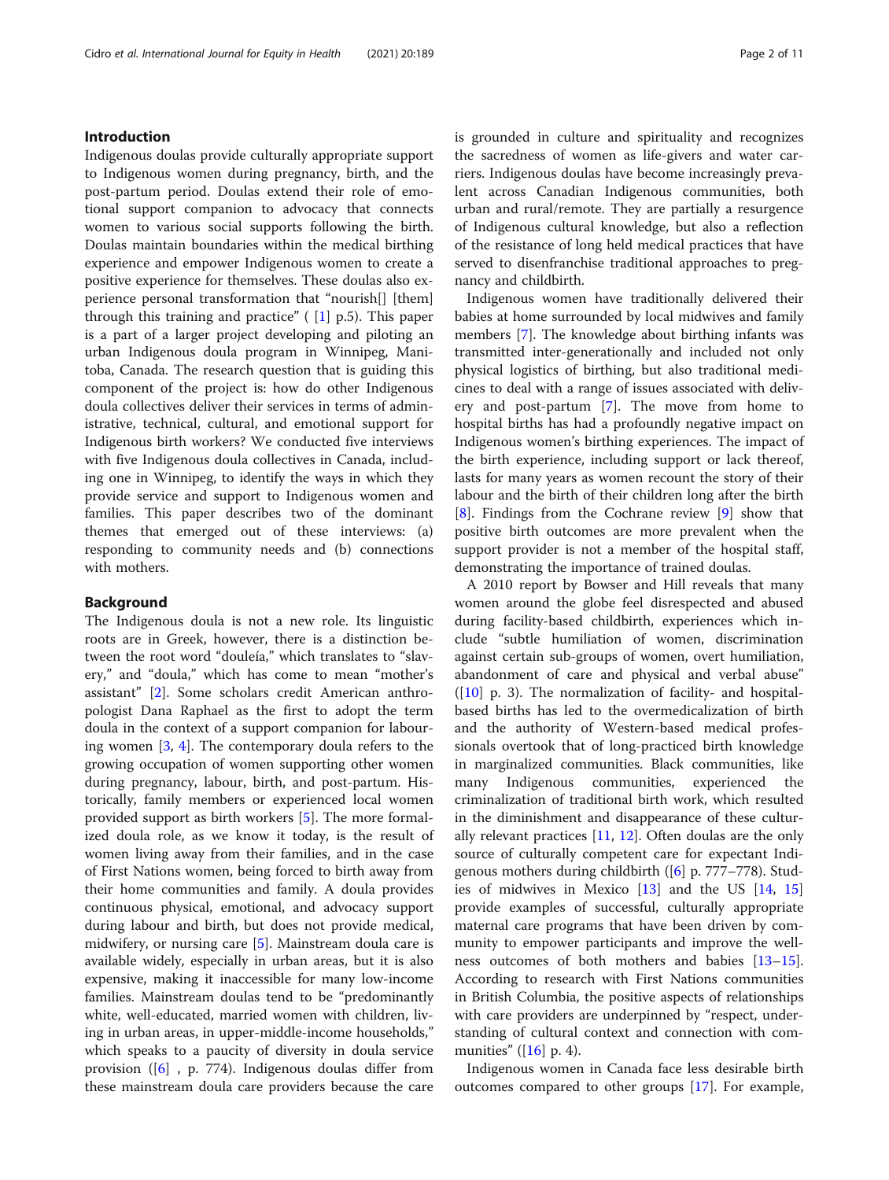## Introduction

Indigenous doulas provide culturally appropriate support to Indigenous women during pregnancy, birth, and the post-partum period. Doulas extend their role of emotional support companion to advocacy that connects women to various social supports following the birth. Doulas maintain boundaries within the medical birthing experience and empower Indigenous women to create a positive experience for themselves. These doulas also experience personal transformation that "nourish[] [them] through this training and practice" ( [1] p.5). This paper is a part of a larger project developing and piloting an urban Indigenous doula program in Winnipeg, Manitoba, Canada. The research question that is guiding this component of the project is: how do other Indigenous doula collectives deliver their services in terms of administrative, technical, cultural, and emotional support for Indigenous birth workers? We conducted five interviews with five Indigenous doula collectives in Canada, including one in Winnipeg, to identify the ways in which they provide service and support to Indigenous women and families. This paper describes two of the dominant themes that emerged out of these interviews: (a) responding to community needs and (b) connections with mothers.

## Background

The Indigenous doula is not a new role. Its linguistic roots are in Greek, however, there is a distinction between the root word "douleía," which translates to "slavery," and "doula," which has come to mean "mother's assistant" [2]. Some scholars credit American anthropologist Dana Raphael as the first to adopt the term doula in the context of a support companion for labouring women [3, 4]. The contemporary doula refers to the growing occupation of women supporting other women during pregnancy, labour, birth, and post-partum. Historically, family members or experienced local women provided support as birth workers [5]. The more formalized doula role, as we know it today, is the result of women living away from their families, and in the case of First Nations women, being forced to birth away from their home communities and family. A doula provides continuous physical, emotional, and advocacy support during labour and birth, but does not provide medical, midwifery, or nursing care [5]. Mainstream doula care is available widely, especially in urban areas, but it is also expensive, making it inaccessible for many low-income families. Mainstream doulas tend to be "predominantly white, well-educated, married women with children, living in urban areas, in upper-middle-income households," which speaks to a paucity of diversity in doula service provision ([6] , p. 774). Indigenous doulas differ from these mainstream doula care providers because the care is grounded in culture and spirituality and recognizes the sacredness of women as life-givers and water carriers. Indigenous doulas have become increasingly prevalent across Canadian Indigenous communities, both urban and rural/remote. They are partially a resurgence of Indigenous cultural knowledge, but also a reflection of the resistance of long held medical practices that have served to disenfranchise traditional approaches to pregnancy and childbirth.

Indigenous women have traditionally delivered their babies at home surrounded by local midwives and family members [7]. The knowledge about birthing infants was transmitted inter-generationally and included not only physical logistics of birthing, but also traditional medicines to deal with a range of issues associated with delivery and post-partum [7]. The move from home to hospital births has had a profoundly negative impact on Indigenous women's birthing experiences. The impact of the birth experience, including support or lack thereof, lasts for many years as women recount the story of their labour and the birth of their children long after the birth [8]. Findings from the Cochrane review [9] show that positive birth outcomes are more prevalent when the support provider is not a member of the hospital staff, demonstrating the importance of trained doulas.

A 2010 report by Bowser and Hill reveals that many women around the globe feel disrespected and abused during facility-based childbirth, experiences which include "subtle humiliation of women, discrimination against certain sub-groups of women, overt humiliation, abandonment of care and physical and verbal abuse" ([10] p. 3). The normalization of facility- and hospital-based births has led to the overmedicalization of birth and the authority of Western-based medical professionals overtook that of long-practiced birth knowledge in marginalized communities. Black communities, like many Indigenous communities, experienced the criminalization of traditional birth work, which resulted in the diminishment and disappearance of these culturally relevant practices [11, 12]. Often doulas are the only source of culturally competent care for expectant Indigenous mothers during childbirth ([6] p. 777–778). Studies of midwives in Mexico [13] and the US [14, 15] provide examples of successful, culturally appropriate maternal care programs that have been driven by community to empower participants and improve the wellness outcomes of both mothers and babies [13–15]. According to research with First Nations communities in British Columbia, the positive aspects of relationships with care providers are underpinned by "respect, understanding of cultural context and connection with communities" ([16] p. 4).

Indigenous women in Canada face less desirable birth outcomes compared to other groups [17]. For example,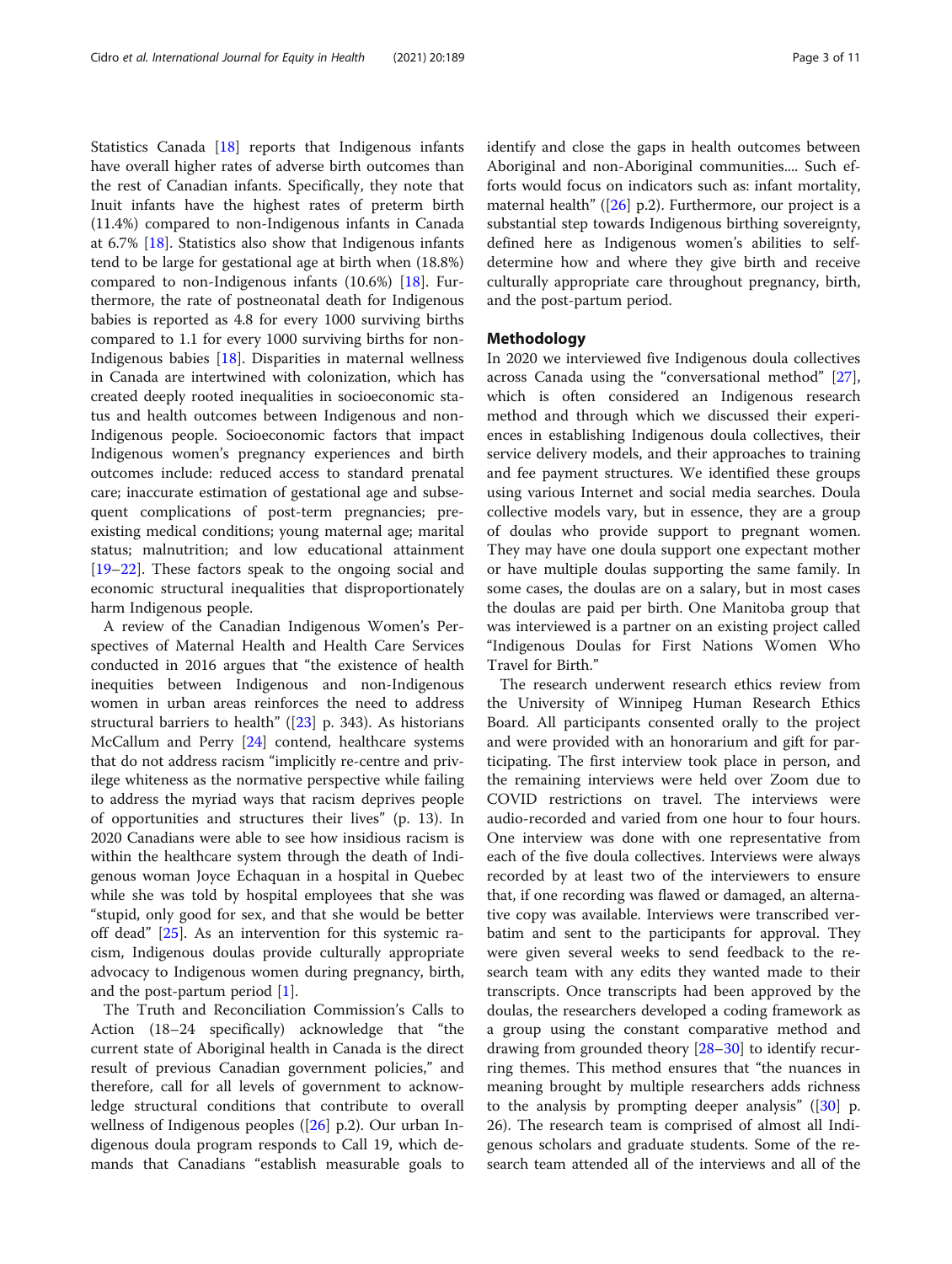Statistics Canada [18] reports that Indigenous infants have overall higher rates of adverse birth outcomes than the rest of Canadian infants. Specifically, they note that Inuit infants have the highest rates of preterm birth (11.4%) compared to non-Indigenous infants in Canada at 6.7% [18]. Statistics also show that Indigenous infants tend to be large for gestational age at birth when (18.8%) compared to non-Indigenous infants (10.6%) [18]. Furthermore, the rate of postneonatal death for Indigenous babies is reported as 4.8 for every 1000 surviving births compared to 1.1 for every 1000 surviving births for non-Indigenous babies [18]. Disparities in maternal wellness in Canada are intertwined with colonization, which has created deeply rooted inequalities in socioeconomic status and health outcomes between Indigenous and non-Indigenous people. Socioeconomic factors that impact Indigenous women's pregnancy experiences and birth outcomes include: reduced access to standard prenatal care; inaccurate estimation of gestational age and subsequent complications of post-term pregnancies; pre-existing medical conditions; young maternal age; marital status; malnutrition; and low educational attainment [19–22]. These factors speak to the ongoing social and economic structural inequalities that disproportionately harm Indigenous people.

A review of the Canadian Indigenous Women's Perspectives of Maternal Health and Health Care Services conducted in 2016 argues that "the existence of health inequities between Indigenous and non-Indigenous women in urban areas reinforces the need to address structural barriers to health" ([23] p. 343). As historians McCallum and Perry [24] contend, healthcare systems that do not address racism "implicitly re-centre and privilege whiteness as the normative perspective while failing to address the myriad ways that racism deprives people of opportunities and structures their lives" (p. 13). In 2020 Canadians were able to see how insidious racism is within the healthcare system through the death of Indigenous woman Joyce Echaquan in a hospital in Quebec while she was told by hospital employees that she was "stupid, only good for sex, and that she would be better off dead" [25]. As an intervention for this systemic racism, Indigenous doulas provide culturally appropriate advocacy to Indigenous women during pregnancy, birth, and the post-partum period [1].

The Truth and Reconciliation Commission's Calls to Action (18–24 specifically) acknowledge that "the current state of Aboriginal health in Canada is the direct result of previous Canadian government policies," and therefore, call for all levels of government to acknowledge structural conditions that contribute to overall wellness of Indigenous peoples ([26] p.2). Our urban Indigenous doula program responds to Call 19, which demands that Canadians "establish measurable goals to identify and close the gaps in health outcomes between Aboriginal and non-Aboriginal communities.... Such efforts would focus on indicators such as: infant mortality, maternal health" ([26] p.2). Furthermore, our project is a substantial step towards Indigenous birthing sovereignty, defined here as Indigenous women's abilities to self-determine how and where they give birth and receive culturally appropriate care throughout pregnancy, birth, and the post-partum period.

## Methodology

In 2020 we interviewed five Indigenous doula collectives across Canada using the "conversational method" [27], which is often considered an Indigenous research method and through which we discussed their experiences in establishing Indigenous doula collectives, their service delivery models, and their approaches to training and fee payment structures. We identified these groups using various Internet and social media searches. Doula collective models vary, but in essence, they are a group of doulas who provide support to pregnant women. They may have one doula support one expectant mother or have multiple doulas supporting the same family. In some cases, the doulas are on a salary, but in most cases the doulas are paid per birth. One Manitoba group that was interviewed is a partner on an existing project called "Indigenous Doulas for First Nations Women Who Travel for Birth."

The research underwent research ethics review from the University of Winnipeg Human Research Ethics Board. All participants consented orally to the project and were provided with an honorarium and gift for participating. The first interview took place in person, and the remaining interviews were held over Zoom due to COVID restrictions on travel. The interviews were audio-recorded and varied from one hour to four hours. One interview was done with one representative from each of the five doula collectives. Interviews were always recorded by at least two of the interviewers to ensure that, if one recording was flawed or damaged, an alternative copy was available. Interviews were transcribed verbatim and sent to the participants for approval. They were given several weeks to send feedback to the research team with any edits they wanted made to their transcripts. Once transcripts had been approved by the doulas, the researchers developed a coding framework as a group using the constant comparative method and drawing from grounded theory [28–30] to identify recurring themes. This method ensures that "the nuances in meaning brought by multiple researchers adds richness to the analysis by prompting deeper analysis" ([30] p. 26). The research team is comprised of almost all Indigenous scholars and graduate students. Some of the research team attended all of the interviews and all of the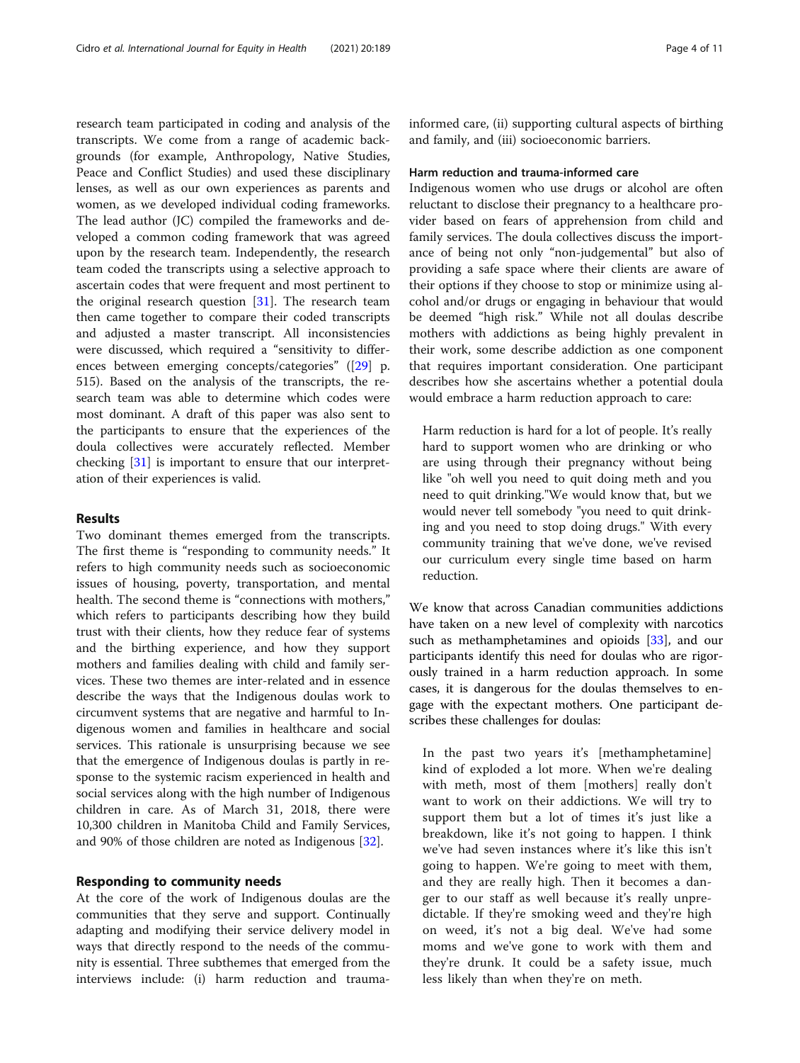research team participated in coding and analysis of the transcripts. We come from a range of academic backgrounds (for example, Anthropology, Native Studies, Peace and Conflict Studies) and used these disciplinary lenses, as well as our own experiences as parents and women, as we developed individual coding frameworks. The lead author (JC) compiled the frameworks and developed a common coding framework that was agreed upon by the research team. Independently, the research team coded the transcripts using a selective approach to ascertain codes that were frequent and most pertinent to the original research question [31]. The research team then came together to compare their coded transcripts and adjusted a master transcript. All inconsistencies were discussed, which required a "sensitivity to differences between emerging concepts/categories" ([29] p. 515). Based on the analysis of the transcripts, the research team was able to determine which codes were most dominant. A draft of this paper was also sent to the participants to ensure that the experiences of the doula collectives were accurately reflected. Member checking [31] is important to ensure that our interpretation of their experiences is valid.

## Results

Two dominant themes emerged from the transcripts. The first theme is "responding to community needs." It refers to high community needs such as socioeconomic issues of housing, poverty, transportation, and mental health. The second theme is "connections with mothers," which refers to participants describing how they build trust with their clients, how they reduce fear of systems and the birthing experience, and how they support mothers and families dealing with child and family services. These two themes are inter-related and in essence describe the ways that the Indigenous doulas work to circumvent systems that are negative and harmful to Indigenous women and families in healthcare and social services. This rationale is unsurprising because we see that the emergence of Indigenous doulas is partly in response to the systemic racism experienced in health and social services along with the high number of Indigenous children in care. As of March 31, 2018, there were 10,300 children in Manitoba Child and Family Services, and 90% of those children are noted as Indigenous [32].

### Responding to community needs

At the core of the work of Indigenous doulas are the communities that they serve and support. Continually adapting and modifying their service delivery model in ways that directly respond to the needs of the community is essential. Three subthemes that emerged from the interviews include: (i) harm reduction and trauma-informed care, (ii) supporting cultural aspects of birthing and family, and (iii) socioeconomic barriers.

#### Harm reduction and trauma-informed care

Indigenous women who use drugs or alcohol are often reluctant to disclose their pregnancy to a healthcare provider based on fears of apprehension from child and family services. The doula collectives discuss the importance of being not only "non-judgemental" but also of providing a safe space where their clients are aware of their options if they choose to stop or minimize using alcohol and/or drugs or engaging in behaviour that would be deemed "high risk." While not all doulas describe mothers with addictions as being highly prevalent in their work, some describe addiction as one component that requires important consideration. One participant describes how she ascertains whether a potential doula would embrace a harm reduction approach to care:

> Harm reduction is hard for a lot of people. It's really hard to support women who are drinking or who are using through their pregnancy without being like "oh well you need to quit doing meth and you need to quit drinking."We would know that, but we would never tell somebody "you need to quit drinking and you need to stop doing drugs." With every community training that we've done, we've revised our curriculum every single time based on harm reduction.

We know that across Canadian communities addictions have taken on a new level of complexity with narcotics such as methamphetamines and opioids [33], and our participants identify this need for doulas who are rigorously trained in a harm reduction approach. In some cases, it is dangerous for the doulas themselves to engage with the expectant mothers. One participant describes these challenges for doulas:

> In the past two years it's [methamphetamine] kind of exploded a lot more. When we're dealing with meth, most of them [mothers] really don't want to work on their addictions. We will try to support them but a lot of times it's just like a breakdown, like it's not going to happen. I think we've had seven instances where it's like this isn't going to happen. We're going to meet with them, and they are really high. Then it becomes a danger to our staff as well because it's really unpredictable. If they're smoking weed and they're high on weed, it's not a big deal. We've had some moms and we've gone to work with them and they're drunk. It could be a safety issue, much less likely than when they're on meth.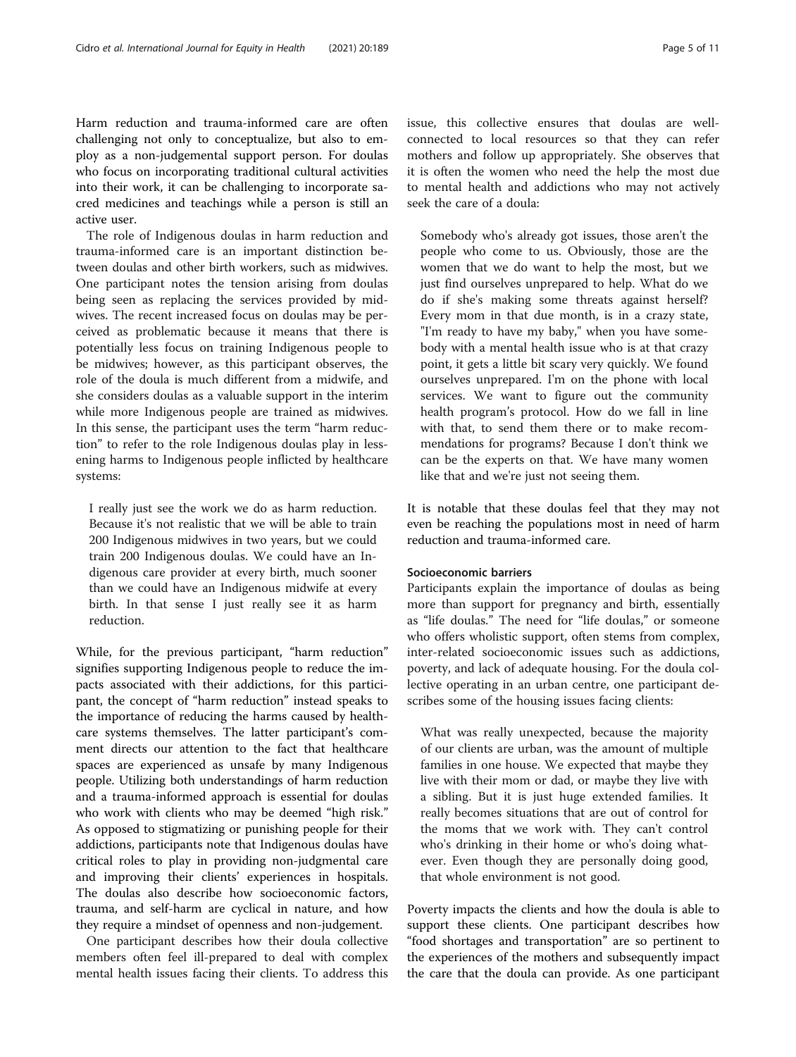Harm reduction and trauma-informed care are often challenging not only to conceptualize, but also to employ as a non-judgemental support person. For doulas who focus on incorporating traditional cultural activities into their work, it can be challenging to incorporate sacred medicines and teachings while a person is still an active user.

The role of Indigenous doulas in harm reduction and trauma-informed care is an important distinction between doulas and other birth workers, such as midwives. One participant notes the tension arising from doulas being seen as replacing the services provided by midwives. The recent increased focus on doulas may be perceived as problematic because it means that there is potentially less focus on training Indigenous people to be midwives; however, as this participant observes, the role of the doula is much different from a midwife, and she considers doulas as a valuable support in the interim while more Indigenous people are trained as midwives. In this sense, the participant uses the term "harm reduction" to refer to the role Indigenous doulas play in lessening harms to Indigenous people inflicted by healthcare systems:

> I really just see the work we do as harm reduction. Because it's not realistic that we will be able to train 200 Indigenous midwives in two years, but we could train 200 Indigenous doulas. We could have an Indigenous care provider at every birth, much sooner than we could have an Indigenous midwife at every birth. In that sense I just really see it as harm reduction.

While, for the previous participant, "harm reduction" signifies supporting Indigenous people to reduce the impacts associated with their addictions, for this participant, the concept of "harm reduction" instead speaks to the importance of reducing the harms caused by healthcare systems themselves. The latter participant's comment directs our attention to the fact that healthcare spaces are experienced as unsafe by many Indigenous people. Utilizing both understandings of harm reduction and a trauma-informed approach is essential for doulas who work with clients who may be deemed "high risk." As opposed to stigmatizing or punishing people for their addictions, participants note that Indigenous doulas have critical roles to play in providing non-judgmental care and improving their clients' experiences in hospitals. The doulas also describe how socioeconomic factors, trauma, and self-harm are cyclical in nature, and how they require a mindset of openness and non-judgement.

One participant describes how their doula collective members often feel ill-prepared to deal with complex mental health issues facing their clients. To address this issue, this collective ensures that doulas are well-connected to local resources so that they can refer mothers and follow up appropriately. She observes that it is often the women who need the help the most due to mental health and addictions who may not actively seek the care of a doula:

> Somebody who's already got issues, those aren't the people who come to us. Obviously, those are the women that we do want to help the most, but we just find ourselves unprepared to help. What do we do if she's making some threats against herself? Every mom in that due month, is in a crazy state, "I'm ready to have my baby," when you have somebody with a mental health issue who is at that crazy point, it gets a little bit scary very quickly. We found ourselves unprepared. I'm on the phone with local services. We want to figure out the community health program's protocol. How do we fall in line with that, to send them there or to make recommendations for programs? Because I don't think we can be the experts on that. We have many women like that and we're just not seeing them.

It is notable that these doulas feel that they may not even be reaching the populations most in need of harm reduction and trauma-informed care.

#### Socioeconomic barriers

Participants explain the importance of doulas as being more than support for pregnancy and birth, essentially as "life doulas." The need for "life doulas," or someone who offers wholistic support, often stems from complex, inter-related socioeconomic issues such as addictions, poverty, and lack of adequate housing. For the doula collective operating in an urban centre, one participant describes some of the housing issues facing clients:

> What was really unexpected, because the majority of our clients are urban, was the amount of multiple families in one house. We expected that maybe they live with their mom or dad, or maybe they live with a sibling. But it is just huge extended families. It really becomes situations that are out of control for the moms that we work with. They can't control who's drinking in their home or who's doing whatever. Even though they are personally doing good, that whole environment is not good.

Poverty impacts the clients and how the doula is able to support these clients. One participant describes how "food shortages and transportation" are so pertinent to the experiences of the mothers and subsequently impact the care that the doula can provide. As one participant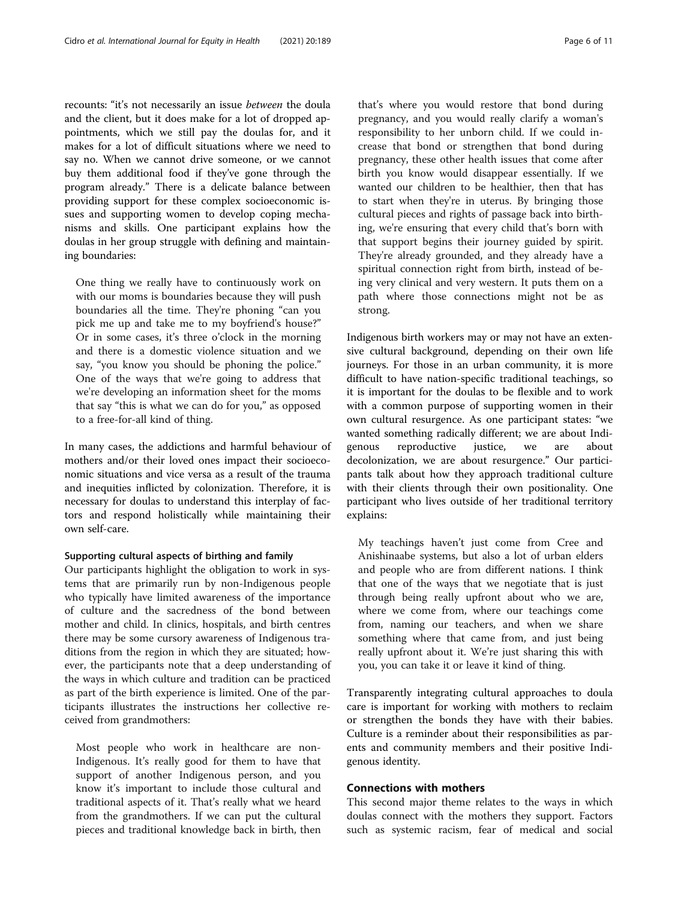recounts: "it's not necessarily an issue *between* the doula and the client, but it does make for a lot of dropped appointments, which we still pay the doulas for, and it makes for a lot of difficult situations where we need to say no. When we cannot drive someone, or we cannot buy them additional food if they've gone through the program already." There is a delicate balance between providing support for these complex socioeconomic issues and supporting women to develop coping mechanisms and skills. One participant explains how the doulas in her group struggle with defining and maintaining boundaries:

> One thing we really have to continuously work on with our moms is boundaries because they will push boundaries all the time. They're phoning "can you pick me up and take me to my boyfriend's house?" Or in some cases, it's three o'clock in the morning and there is a domestic violence situation and we say, "you know you should be phoning the police." One of the ways that we're going to address that we're developing an information sheet for the moms that say "this is what we can do for you," as opposed to a free-for-all kind of thing.

In many cases, the addictions and harmful behaviour of mothers and/or their loved ones impact their socioeconomic situations and vice versa as a result of the trauma and inequities inflicted by colonization. Therefore, it is necessary for doulas to understand this interplay of factors and respond holistically while maintaining their own self-care.

#### Supporting cultural aspects of birthing and family

Our participants highlight the obligation to work in systems that are primarily run by non-Indigenous people who typically have limited awareness of the importance of culture and the sacredness of the bond between mother and child. In clinics, hospitals, and birth centres there may be some cursory awareness of Indigenous traditions from the region in which they are situated; however, the participants note that a deep understanding of the ways in which culture and tradition can be practiced as part of the birth experience is limited. One of the participants illustrates the instructions her collective received from grandmothers:

> Most people who work in healthcare are non-Indigenous. It's really good for them to have that support of another Indigenous person, and you know it's important to include those cultural and traditional aspects of it. That's really what we heard from the grandmothers. If we can put the cultural pieces and traditional knowledge back in birth, then that's where you would restore that bond during pregnancy, and you would really clarify a woman's responsibility to her unborn child. If we could increase that bond or strengthen that bond during pregnancy, these other health issues that come after birth you know would disappear essentially. If we wanted our children to be healthier, then that has to start when they're in uterus. By bringing those cultural pieces and rights of passage back into birthing, we're ensuring that every child that's born with that support begins their journey guided by spirit. They're already grounded, and they already have a spiritual connection right from birth, instead of being very clinical and very western. It puts them on a path where those connections might not be as strong.

Indigenous birth workers may or may not have an extensive cultural background, depending on their own life journeys. For those in an urban community, it is more difficult to have nation-specific traditional teachings, so it is important for the doulas to be flexible and to work with a common purpose of supporting women in their own cultural resurgence. As one participant states: "we wanted something radically different; we are about Indigenous reproductive justice, we are about decolonization, we are about resurgence." Our participants talk about how they approach traditional culture with their clients through their own positionality. One participant who lives outside of her traditional territory explains:

> My teachings haven't just come from Cree and Anishinaabe systems, but also a lot of urban elders and people who are from different nations. I think that one of the ways that we negotiate that is just through being really upfront about who we are, where we come from, where our teachings come from, naming our teachers, and when we share something where that came from, and just being really upfront about it. We're just sharing this with you, you can take it or leave it kind of thing.

Transparently integrating cultural approaches to doula care is important for working with mothers to reclaim or strengthen the bonds they have with their babies. Culture is a reminder about their responsibilities as parents and community members and their positive Indigenous identity.

### Connections with mothers

This second major theme relates to the ways in which doulas connect with the mothers they support. Factors such as systemic racism, fear of medical and social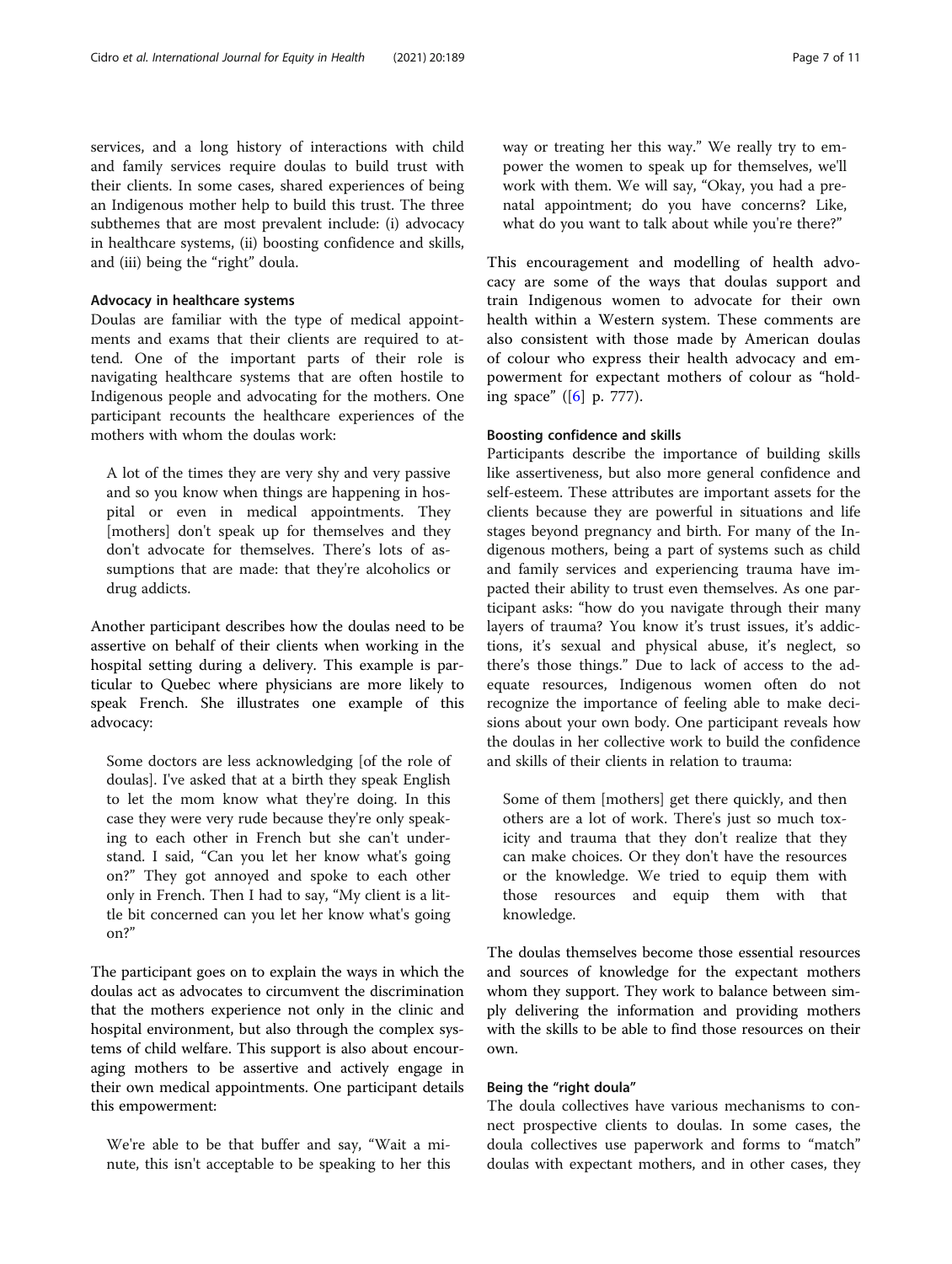services, and a long history of interactions with child and family services require doulas to build trust with their clients. In some cases, shared experiences of being an Indigenous mother help to build this trust. The three subthemes that are most prevalent include: (i) advocacy in healthcare systems, (ii) boosting confidence and skills, and (iii) being the "right" doula.

#### Advocacy in healthcare systems

Doulas are familiar with the type of medical appointments and exams that their clients are required to attend. One of the important parts of their role is navigating healthcare systems that are often hostile to Indigenous people and advocating for the mothers. One participant recounts the healthcare experiences of the mothers with whom the doulas work:

> A lot of the times they are very shy and very passive and so you know when things are happening in hospital or even in medical appointments. They [mothers] don't speak up for themselves and they don't advocate for themselves. There's lots of assumptions that are made: that they're alcoholics or drug addicts.

Another participant describes how the doulas need to be assertive on behalf of their clients when working in the hospital setting during a delivery. This example is particular to Quebec where physicians are more likely to speak French. She illustrates one example of this advocacy:

> Some doctors are less acknowledging [of the role of doulas]. I've asked that at a birth they speak English to let the mom know what they're doing. In this case they were very rude because they're only speaking to each other in French but she can't understand. I said, "Can you let her know what's going on?" They got annoyed and spoke to each other only in French. Then I had to say, "My client is a little bit concerned can you let her know what's going on?"

The participant goes on to explain the ways in which the doulas act as advocates to circumvent the discrimination that the mothers experience not only in the clinic and hospital environment, but also through the complex systems of child welfare. This support is also about encouraging mothers to be assertive and actively engage in their own medical appointments. One participant details this empowerment:

> We're able to be that buffer and say, "Wait a minute, this isn't acceptable to be speaking to her this way or treating her this way." We really try to empower the women to speak up for themselves, we'll work with them. We will say, "Okay, you had a prenatal appointment; do you have concerns? Like, what do you want to talk about while you're there?"

This encouragement and modelling of health advocacy are some of the ways that doulas support and train Indigenous women to advocate for their own health within a Western system. These comments are also consistent with those made by American doulas of colour who express their health advocacy and empowerment for expectant mothers of colour as "holding space" ([6] p. 777).

#### Boosting confidence and skills

Participants describe the importance of building skills like assertiveness, but also more general confidence and self-esteem. These attributes are important assets for the clients because they are powerful in situations and life stages beyond pregnancy and birth. For many of the Indigenous mothers, being a part of systems such as child and family services and experiencing trauma have impacted their ability to trust even themselves. As one participant asks: "how do you navigate through their many layers of trauma? You know it's trust issues, it's addictions, it's sexual and physical abuse, it's neglect, so there's those things." Due to lack of access to the adequate resources, Indigenous women often do not recognize the importance of feeling able to make decisions about your own body. One participant reveals how the doulas in her collective work to build the confidence and skills of their clients in relation to trauma:

> Some of them [mothers] get there quickly, and then others are a lot of work. There's just so much toxicity and trauma that they don't realize that they can make choices. Or they don't have the resources or the knowledge. We tried to equip them with those resources and equip them with that knowledge.

The doulas themselves become those essential resources and sources of knowledge for the expectant mothers whom they support. They work to balance between simply delivering the information and providing mothers with the skills to be able to find those resources on their own.

#### Being the "right doula"

The doula collectives have various mechanisms to connect prospective clients to doulas. In some cases, the doula collectives use paperwork and forms to "match" doulas with expectant mothers, and in other cases, they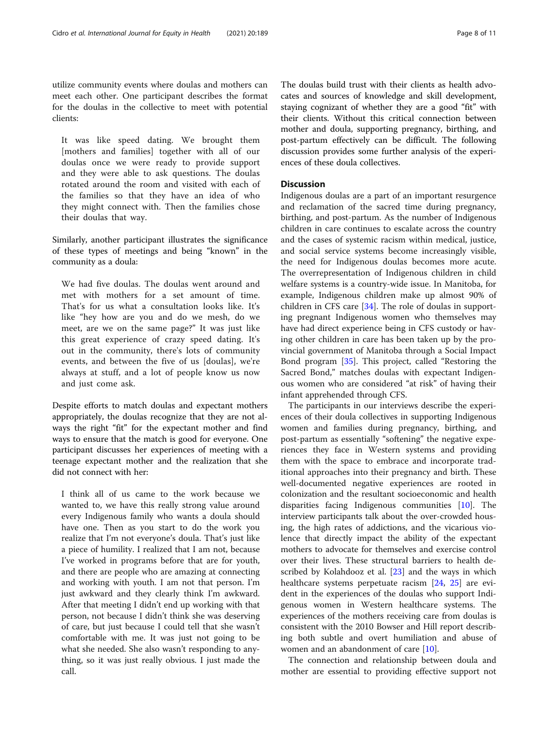utilize community events where doulas and mothers can meet each other. One participant describes the format for the doulas in the collective to meet with potential clients:

> It was like speed dating. We brought them [mothers and families] together with all of our doulas once we were ready to provide support and they were able to ask questions. The doulas rotated around the room and visited with each of the families so that they have an idea of who they might connect with. Then the families chose their doulas that way.

Similarly, another participant illustrates the significance of these types of meetings and being "known" in the community as a doula:

> We had five doulas. The doulas went around and met with mothers for a set amount of time. That's for us what a consultation looks like. It's like "hey how are you and do we mesh, do we meet, are we on the same page?" It was just like this great experience of crazy speed dating. It's out in the community, there's lots of community events, and between the five of us [doulas], we're always at stuff, and a lot of people know us now and just come ask.

Despite efforts to match doulas and expectant mothers appropriately, the doulas recognize that they are not always the right "fit" for the expectant mother and find ways to ensure that the match is good for everyone. One participant discusses her experiences of meeting with a teenage expectant mother and the realization that she did not connect with her:

> I think all of us came to the work because we wanted to, we have this really strong value around every Indigenous family who wants a doula should have one. Then as you start to do the work you realize that I'm not everyone's doula. That's just like a piece of humility. I realized that I am not, because I've worked in programs before that are for youth, and there are people who are amazing at connecting and working with youth. I am not that person. I'm just awkward and they clearly think I'm awkward. After that meeting I didn't end up working with that person, not because I didn't think she was deserving of care, but just because I could tell that she wasn't comfortable with me. It was just not going to be what she needed. She also wasn't responding to anything, so it was just really obvious. I just made the call.

The doulas build trust with their clients as health advocates and sources of knowledge and skill development, staying cognizant of whether they are a good "fit" with their clients. Without this critical connection between mother and doula, supporting pregnancy, birthing, and post-partum effectively can be difficult. The following discussion provides some further analysis of the experiences of these doula collectives.

## Discussion

Indigenous doulas are a part of an important resurgence and reclamation of the sacred time during pregnancy, birthing, and post-partum. As the number of Indigenous children in care continues to escalate across the country and the cases of systemic racism within medical, justice, and social service systems become increasingly visible, the need for Indigenous doulas becomes more acute. The overrepresentation of Indigenous children in child welfare systems is a country-wide issue. In Manitoba, for example, Indigenous children make up almost 90% of children in CFS care [34]. The role of doulas in supporting pregnant Indigenous women who themselves may have had direct experience being in CFS custody or having other children in care has been taken up by the provincial government of Manitoba through a Social Impact Bond program [35]. This project, called "Restoring the Sacred Bond," matches doulas with expectant Indigenous women who are considered "at risk" of having their infant apprehended through CFS.

The participants in our interviews describe the experiences of their doula collectives in supporting Indigenous women and families during pregnancy, birthing, and post-partum as essentially "softening" the negative experiences they face in Western systems and providing them with the space to embrace and incorporate traditional approaches into their pregnancy and birth. These well-documented negative experiences are rooted in colonization and the resultant socioeconomic and health disparities facing Indigenous communities [10]. The interview participants talk about the over-crowded housing, the high rates of addictions, and the vicarious violence that directly impact the ability of the expectant mothers to advocate for themselves and exercise control over their lives. These structural barriers to health described by Kolahdooz et al. [23] and the ways in which healthcare systems perpetuate racism [24, 25] are evident in the experiences of the doulas who support Indigenous women in Western healthcare systems. The experiences of the mothers receiving care from doulas is consistent with the 2010 Bowser and Hill report describing both subtle and overt humiliation and abuse of women and an abandonment of care [10].

The connection and relationship between doula and mother are essential to providing effective support not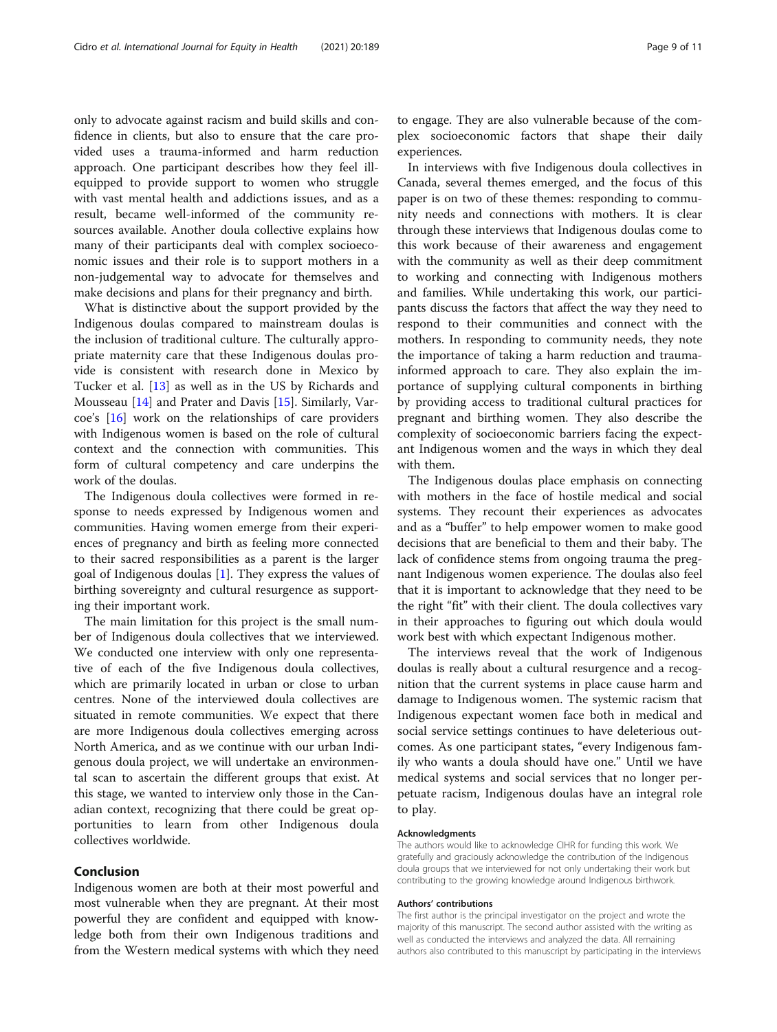only to advocate against racism and build skills and confidence in clients, but also to ensure that the care provided uses a trauma-informed and harm reduction approach. One participant describes how they feel ill-equipped to provide support to women who struggle with vast mental health and addictions issues, and as a result, became well-informed of the community resources available. Another doula collective explains how many of their participants deal with complex socioeconomic issues and their role is to support mothers in a non-judgemental way to advocate for themselves and make decisions and plans for their pregnancy and birth.

What is distinctive about the support provided by the Indigenous doulas compared to mainstream doulas is the inclusion of traditional culture. The culturally appropriate maternity care that these Indigenous doulas provide is consistent with research done in Mexico by Tucker et al. [13] as well as in the US by Richards and Mousseau [14] and Prater and Davis [15]. Similarly, Varcoe's [16] work on the relationships of care providers with Indigenous women is based on the role of cultural context and the connection with communities. This form of cultural competency and care underpins the work of the doulas.

The Indigenous doula collectives were formed in response to needs expressed by Indigenous women and communities. Having women emerge from their experiences of pregnancy and birth as feeling more connected to their sacred responsibilities as a parent is the larger goal of Indigenous doulas [1]. They express the values of birthing sovereignty and cultural resurgence as supporting their important work.

The main limitation for this project is the small number of Indigenous doula collectives that we interviewed. We conducted one interview with only one representative of each of the five Indigenous doula collectives, which are primarily located in urban or close to urban centres. None of the interviewed doula collectives are situated in remote communities. We expect that there are more Indigenous doula collectives emerging across North America, and as we continue with our urban Indigenous doula project, we will undertake an environmental scan to ascertain the different groups that exist. At this stage, we wanted to interview only those in the Canadian context, recognizing that there could be great opportunities to learn from other Indigenous doula collectives worldwide.

## Conclusion

Indigenous women are both at their most powerful and most vulnerable when they are pregnant. At their most powerful they are confident and equipped with knowledge both from their own Indigenous traditions and from the Western medical systems with which they need to engage. They are also vulnerable because of the complex socioeconomic factors that shape their daily experiences.

In interviews with five Indigenous doula collectives in Canada, several themes emerged, and the focus of this paper is on two of these themes: responding to community needs and connections with mothers. It is clear through these interviews that Indigenous doulas come to this work because of their awareness and engagement with the community as well as their deep commitment to working and connecting with Indigenous mothers and families. While undertaking this work, our participants discuss the factors that affect the way they need to respond to their communities and connect with the mothers. In responding to community needs, they note the importance of taking a harm reduction and trauma-informed approach to care. They also explain the importance of supplying cultural components in birthing by providing access to traditional cultural practices for pregnant and birthing women. They also describe the complexity of socioeconomic barriers facing the expectant Indigenous women and the ways in which they deal with them.

The Indigenous doulas place emphasis on connecting with mothers in the face of hostile medical and social systems. They recount their experiences as advocates and as a "buffer" to help empower women to make good decisions that are beneficial to them and their baby. The lack of confidence stems from ongoing trauma the pregnant Indigenous women experience. The doulas also feel that it is important to acknowledge that they need to be the right "fit" with their client. The doula collectives vary in their approaches to figuring out which doula would work best with which expectant Indigenous mother.

The interviews reveal that the work of Indigenous doulas is really about a cultural resurgence and a recognition that the current systems in place cause harm and damage to Indigenous women. The systemic racism that Indigenous expectant women face both in medical and social service settings continues to have deleterious outcomes. As one participant states, "every Indigenous family who wants a doula should have one." Until we have medical systems and social services that no longer perpetuate racism, Indigenous doulas have an integral role to play.

#### Acknowledgments

The authors would like to acknowledge CIHR for funding this work. We gratefully and graciously acknowledge the contribution of the Indigenous doula groups that we interviewed for not only undertaking their work but contributing to the growing knowledge around Indigenous birthwork.

#### Authors' contributions

The first author is the principal investigator on the project and wrote the majority of this manuscript. The second author assisted with the writing as well as conducted the interviews and analyzed the data. All remaining authors also contributed to this manuscript by participating in the interviews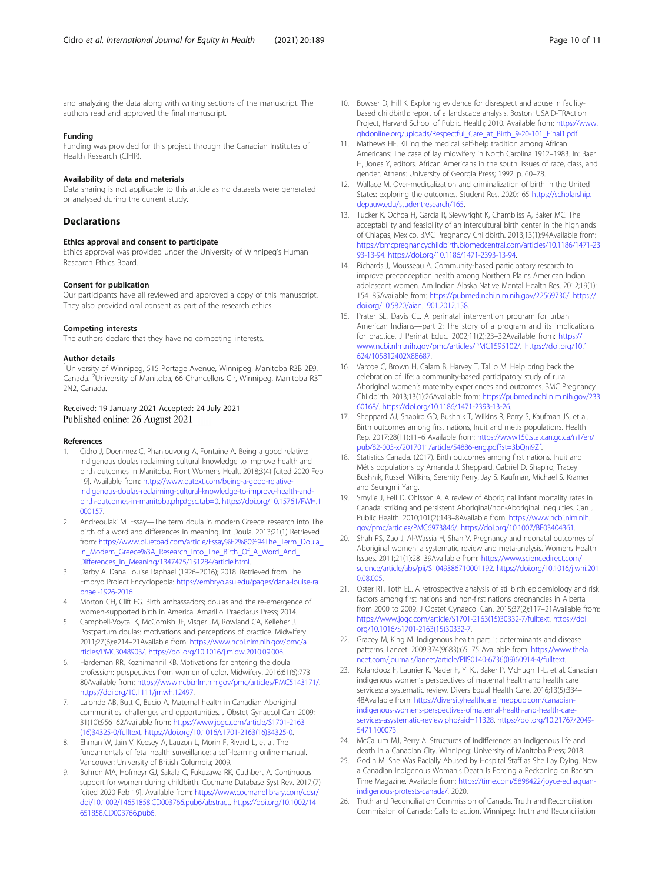and analyzing the data along with writing sections of the manuscript. The authors read and approved the final manuscript.

#### Funding
Funding was provided for this project through the Canadian Institutes of Health Research (CIHR).

#### Availability of data and materials
Data sharing is not applicable to this article as no datasets were generated or analysed during the current study.

### Declarations

#### Ethics approval and consent to participate
Ethics approval was provided under the University of Winnipeg's Human Research Ethics Board.

#### Consent for publication
Our participants have all reviewed and approved a copy of this manuscript. They also provided oral consent as part of the research ethics.

#### Competing interests
The authors declare that they have no competing interests.

#### Author details
[1]University of Winnipeg, 515 Portage Avenue, Winnipeg, Manitoba R3B 2E9, Canada. [2]University of Manitoba, 66 Chancellors Cir, Winnipeg, Manitoba R3T 2N2, Canada.

Received: 19 January 2021 Accepted: 24 July 2021
Published online: 26 August 2021

#### References

1. Cidro J, Doenmez C, Phanlouvong A, Fontaine A. Being a good relative: indigenous doulas reclaiming cultural knowledge to improve health and birth outcomes in Manitoba. Front Womens Healt. 2018;3(4) [cited 2020 Feb 19]. Available from: https://www.oatext.com/being-a-good-relative-indigenous-doulas-reclaiming-cultural-knowledge-to-improve-health-and-birth-outcomes-in-manitoba.php#gsc.tab=0. https://doi.org/10.15761/FWH.1000157.
2. Andreoulaki M. Essay—The term doula in modern Greece: research into The birth of a word and differences in meaning. Int Doula. 2013;21(1) Retrieved from: https://www.bluetoad.com/article/Essay%E2%80%94The_Term_Doula_In_Modern_Greece%3A_Research_Into_The_Birth_Of_A_Word_And_Differences_In_Meaning/1347475/151284/article.html.
3. Darby A. Dana Louise Raphael (1926–2016); 2018. Retrieved from The Embryo Project Encyclopedia: https://embryo.asu.edu/pages/dana-louise-raphael-1926-2016
4. Morton CH, Clift EG. Birth ambassadors; doulas and the re-emergence of women-supported birth in America. Amarillo: Praeclarus Press; 2014.
5. Campbell-Voytal K, McComish JF, Visger JM, Rowland CA, Kelleher J. Postpartum doulas: motivations and perceptions of practice. Midwifery. 2011;27(6):e214–21Available from: https://www.ncbi.nlm.nih.gov/pmc/articles/PMC3048903/. https://doi.org/10.1016/j.midw.2010.09.006.
6. Hardeman RR, Kozhimannil KB. Motivations for entering the doula profession: perspectives from women of color. Midwifery. 2016;61(6):773–80Available from: https://www.ncbi.nlm.nih.gov/pmc/articles/PMC5143171/. https://doi.org/10.1111/jmwh.12497.
7. Lalonde AB, Butt C, Bucio A. Maternal health in Canadian Aboriginal communities: challenges and opportunities. J Obstet Gynaecol Can. 2009; 31(10):956–62Available from: https://www.jogc.com/article/S1701-2163(16)34325-0/fulltext. https://doi.org/10.1016/s1701-2163(16)34325-0.
8. Ehrman W, Jain V, Keesey A, Lauzon L, Morin F, Rivard L, et al. The fundamentals of fetal health surveillance: a self-learning online manual. Vancouver: University of British Columbia; 2009.
9. Bohren MA, Hofmeyr GJ, Sakala C, Fukuzawa RK, Cuthbert A. Continuous support for women during childbirth. Cochrane Database Syst Rev. 2017;(7) [cited 2020 Feb 19]. Available from: https://www.cochranelibrary.com/cdsr/doi/10.1002/14651858.CD003766.pub6/abstract. https://doi.org/10.1002/14651858.CD003766.pub6.
10. Bowser D, Hill K. Exploring evidence for disrespect and abuse in facility-based childbirth: report of a landscape analysis. Boston: USAID-TRAction Project, Harvard School of Public Health; 2010. Available from: https://www.ghdonline.org/uploads/Respectful_Care_at_Birth_9-20-101_Final1.pdf
11. Mathews HF. Killing the medical self-help tradition among African Americans: The case of lay midwifery in North Carolina 1912–1983. In: Baer H, Jones Y, editors. African Americans in the south: issues of race, class, and gender. Athens: University of Georgia Press; 1992. p. 60–78.
12. Wallace M. Over-medicalization and criminalization of birth in the United States: exploring the outcomes. Student Res. 2020:165 https://scholarship.depauw.edu/studentresearch/165.
13. Tucker K, Ochoa H, Garcia R, Sievwright K, Chambliss A, Baker MC. The acceptability and feasibility of an intercultural birth center in the highlands of Chiapas, Mexico. BMC Pregnancy Childbirth. 2013;13(1):94Available from: https://bmcpregnancychildbirth.biomedcentral.com/articles/10.1186/1471-2393-13-94. https://doi.org/10.1186/1471-2393-13-94.
14. Richards J, Mousseau A. Community-based participatory research to improve preconception health among Northern Plains American Indian adolescent women. Am Indian Alaska Native Mental Health Res. 2012;19(1): 154–85Available from: https://pubmed.ncbi.nlm.nih.gov/22569730/. https://doi.org/10.5820/aian.1901.2012.158.
15. Prater SL, Davis CL. A perinatal intervention program for urban American Indians—part 2: The story of a program and its implications for practice. J Perinat Educ. 2002;11(2):23–32Available from: https://www.ncbi.nlm.nih.gov/pmc/articles/PMC1595102/. https://doi.org/10.1624/105812402X88687.
16. Varcoe C, Brown H, Calam B, Harvey T, Tallio M. Help bring back the celebration of life: a community-based participatory study of rural Aboriginal women's maternity experiences and outcomes. BMC Pregnancy Childbirth. 2013;13(1):26Available from: https://pubmed.ncbi.nlm.nih.gov/23360168/. https://doi.org/10.1186/1471-2393-13-26.
17. Sheppard AJ, Shapiro GD, Bushnik T, Wilkins R, Perry S, Kaufman JS, et al. Birth outcomes among first nations, Inuit and metis populations. Health Rep. 2017;28(11):11–6 Available from: https://www150.statcan.gc.ca/n1/en/pub/82-003-x/2017011/article/54886-eng.pdf?st=3bQni9Zf.
18. Statistics Canada. (2017). Birth outcomes among first nations, Inuit and Métis populations by Amanda J. Sheppard, Gabriel D. Shapiro, Tracey Bushnik, Russell Wilkins, Serenity Perry, Jay S. Kaufman, Michael S. Kramer and Seungmi Yang.
19. Smylie J, Fell D, Ohlsson A. A review of Aboriginal infant mortality rates in Canada: striking and persistent Aboriginal/non-Aboriginal inequities. Can J Public Health. 2010;101(2):143–8Available from: https://www.ncbi.nlm.nih.gov/pmc/articles/PMC6973846/. https://doi.org/10.1007/BF03404361.
20. Shah PS, Zao J, Al-Wassia H, Shah V. Pregnancy and neonatal outcomes of Aboriginal women: a systematic review and meta-analysis. Womens Health Issues. 2011;21(1):28–39Available from: https://www.sciencedirect.com/science/article/abs/pii/S1049386710001192. https://doi.org/10.1016/j.whi.2010.08.005.
21. Oster RT, Toth EL. A retrospective analysis of stillbirth epidemiology and risk factors among first nations and non-first nations pregnancies in Alberta from 2000 to 2009. J Obstet Gynaecol Can. 2015;37(2):117–21Available from: https://www.jogc.com/article/S1701-2163(15)30332-7/fulltext. https://doi.org/10.1016/S1701-2163(15)30332-7.
22. Gracey M, King M. Indigenous health part 1: determinants and disease patterns. Lancet. 2009;374(9683):65–75 Available from: https://www.thelancet.com/journals/lancet/article/PIIS0140-6736(09)60914-4/fulltext.
23. Kolahdooz F, Launier K, Nader F, Yi KJ, Baker P, McHugh T-L, et al. Canadian indigenous women's perspectives of maternal health and health care services: a systematic review. Divers Equal Health Care. 2016;13(5):334–48Available from: https://diversityhealthcare.imedpub.com/canadian-indigenous-womens-perspectives-ofmaternal-health-and-health-care-services-asystematic-review.php?aid=11328. https://doi.org/10.21767/2049-5471.100073.
24. McCallum MJ, Perry A. Structures of indifference: an indigenous life and death in a Canadian City. Winnipeg: University of Manitoba Press; 2018.
25. Godin M. She Was Racially Abused by Hospital Staff as She Lay Dying. Now a Canadian Indigenous Woman's Death Is Forcing a Reckoning on Racism. Time Magazine. Available from: https://time.com/5898422/joyce-echaquan-indigenous-protests-canada/. 2020.
26. Truth and Reconciliation Commission of Canada. Truth and Reconciliation Commission of Canada: Calls to action. Winnipeg: Truth and Reconciliation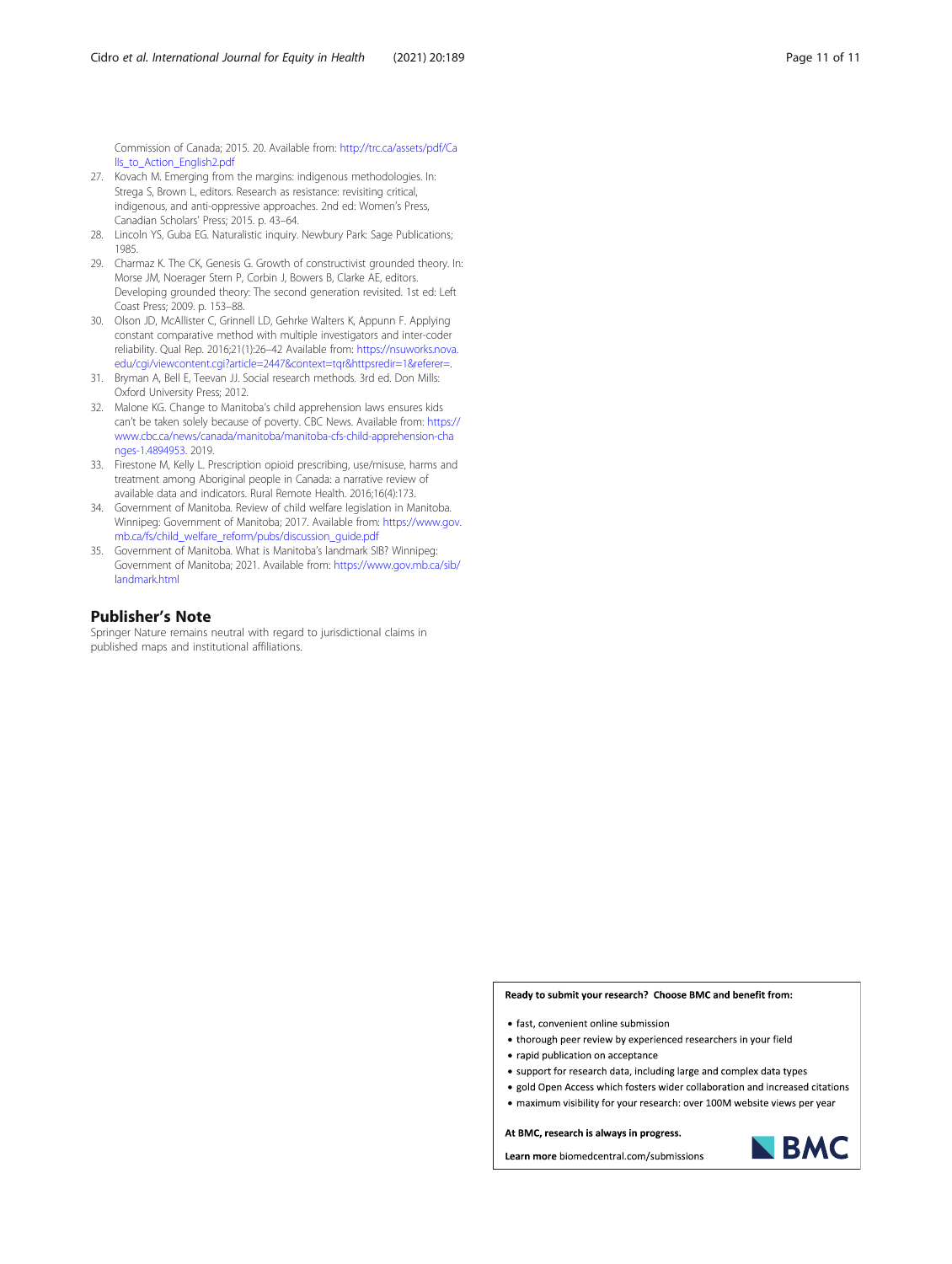Commission of Canada; 2015. 20. Available from: http://trc.ca/assets/pdf/Calls_to_Action_English2.pdf

27. Kovach M. Emerging from the margins: indigenous methodologies. In: Strega S, Brown L, editors. Research as resistance: revisiting critical, indigenous, and anti-oppressive approaches. 2nd ed: Women's Press, Canadian Scholars' Press; 2015. p. 43–64.
28. Lincoln YS, Guba EG. Naturalistic inquiry. Newbury Park: Sage Publications; 1985.
29. Charmaz K. The CK, Genesis G. Growth of constructivist grounded theory. In: Morse JM, Noerager Stern P, Corbin J, Bowers B, Clarke AE, editors. Developing grounded theory: The second generation revisited. 1st ed: Left Coast Press; 2009. p. 153–88.
30. Olson JD, McAllister C, Grinnell LD, Gehrke Walters K, Appunn F. Applying constant comparative method with multiple investigators and inter-coder reliability. Qual Rep. 2016;21(1):26–42 Available from: https://nsuworks.nova.edu/cgi/viewcontent.cgi?article=2447&context=tqr&httpsredir=1&referer=.
31. Bryman A, Bell E, Teevan JJ. Social research methods. 3rd ed. Don Mills: Oxford University Press; 2012.
32. Malone KG. Change to Manitoba's child apprehension laws ensures kids can't be taken solely because of poverty. CBC News. Available from: https://www.cbc.ca/news/canada/manitoba/manitoba-cfs-child-apprehension-changes-1.4894953. 2019.
33. Firestone M, Kelly L. Prescription opioid prescribing, use/misuse, harms and treatment among Aboriginal people in Canada: a narrative review of available data and indicators. Rural Remote Health. 2016;16(4):173.
34. Government of Manitoba. Review of child welfare legislation in Manitoba. Winnipeg: Government of Manitoba; 2017. Available from: https://www.gov.mb.ca/fs/child_welfare_reform/pubs/discussion_guide.pdf
35. Government of Manitoba. What is Manitoba's landmark SIB? Winnipeg: Government of Manitoba; 2021. Available from: https://www.gov.mb.ca/sib/landmark.html

## Publisher's Note

Springer Nature remains neutral with regard to jurisdictional claims in published maps and institutional affiliations.

**Ready to submit your research? Choose BMC and benefit from:**

- fast, convenient online submission
- thorough peer review by experienced researchers in your field
- rapid publication on acceptance
- support for research data, including large and complex data types
- gold Open Access which fosters wider collaboration and increased citations
- maximum visibility for your research: over 100M website views per year

**At BMC, research is always in progress.**

**Learn more** biomedcentral.com/submissions

BMC